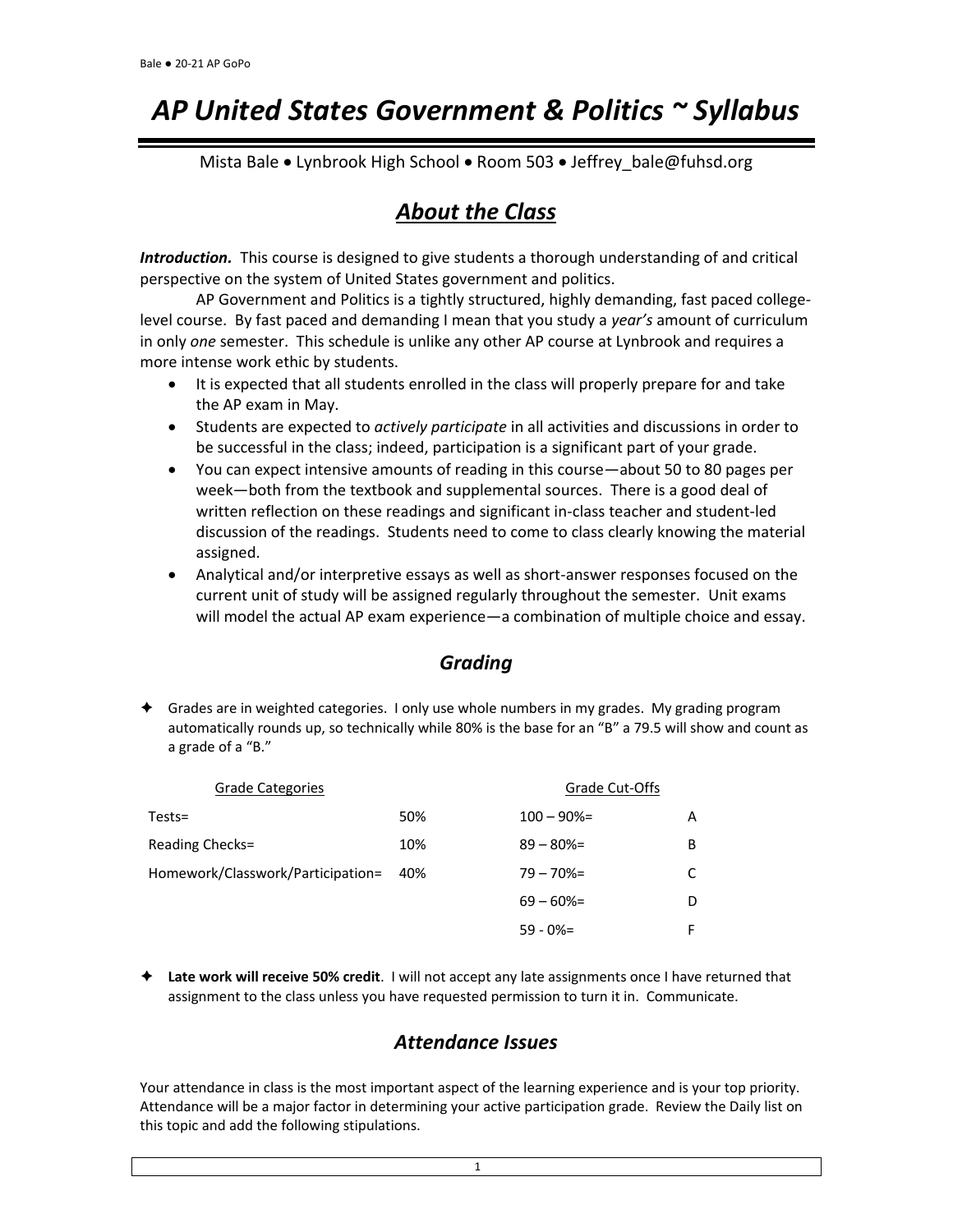# AP United States Government & Politics ~ Syllabus

Mista Bale • Lynbrook High School • Room 503 • Jeffrey_bale@fuhsd.org

## About the Class

***Introduction.*** This course is designed to give students a thorough understanding of and critical perspective on the system of United States government and politics.

AP Government and Politics is a tightly structured, highly demanding, fast paced college-level course. By fast paced and demanding I mean that you study a *year's* amount of curriculum in only *one* semester. This schedule is unlike any other AP course at Lynbrook and requires a more intense work ethic by students.

- It is expected that all students enrolled in the class will properly prepare for and take the AP exam in May.
- Students are expected to *actively participate* in all activities and discussions in order to be successful in the class; indeed, participation is a significant part of your grade.
- You can expect intensive amounts of reading in this course—about 50 to 80 pages per week—both from the textbook and supplemental sources. There is a good deal of written reflection on these readings and significant in-class teacher and student-led discussion of the readings. Students need to come to class clearly knowing the material assigned.
- Analytical and/or interpretive essays as well as short-answer responses focused on the current unit of study will be assigned regularly throughout the semester. Unit exams will model the actual AP exam experience—a combination of multiple choice and essay.

### Grading

✦ Grades are in weighted categories. I only use whole numbers in my grades. My grading program automatically rounds up, so technically while 80% is the base for an "B" a 79.5 will show and count as a grade of a "B."

| Grade Categories | | Grade Cut-Offs | |
|---|---|---|---|
| Tests= | 50% | 100 – 90%= | A |
| Reading Checks= | 10% | 89 – 80%= | B |
| Homework/Classwork/Participation= | 40% | 79 – 70%= | C |
| | | 69 – 60%= | D |
| | | 59 - 0%= | F |

✦ **Late work will receive 50% credit**. I will not accept any late assignments once I have returned that assignment to the class unless you have requested permission to turn it in. Communicate.

### Attendance Issues

Your attendance in class is the most important aspect of the learning experience and is your top priority. Attendance will be a major factor in determining your active participation grade. Review the Daily list on this topic and add the following stipulations.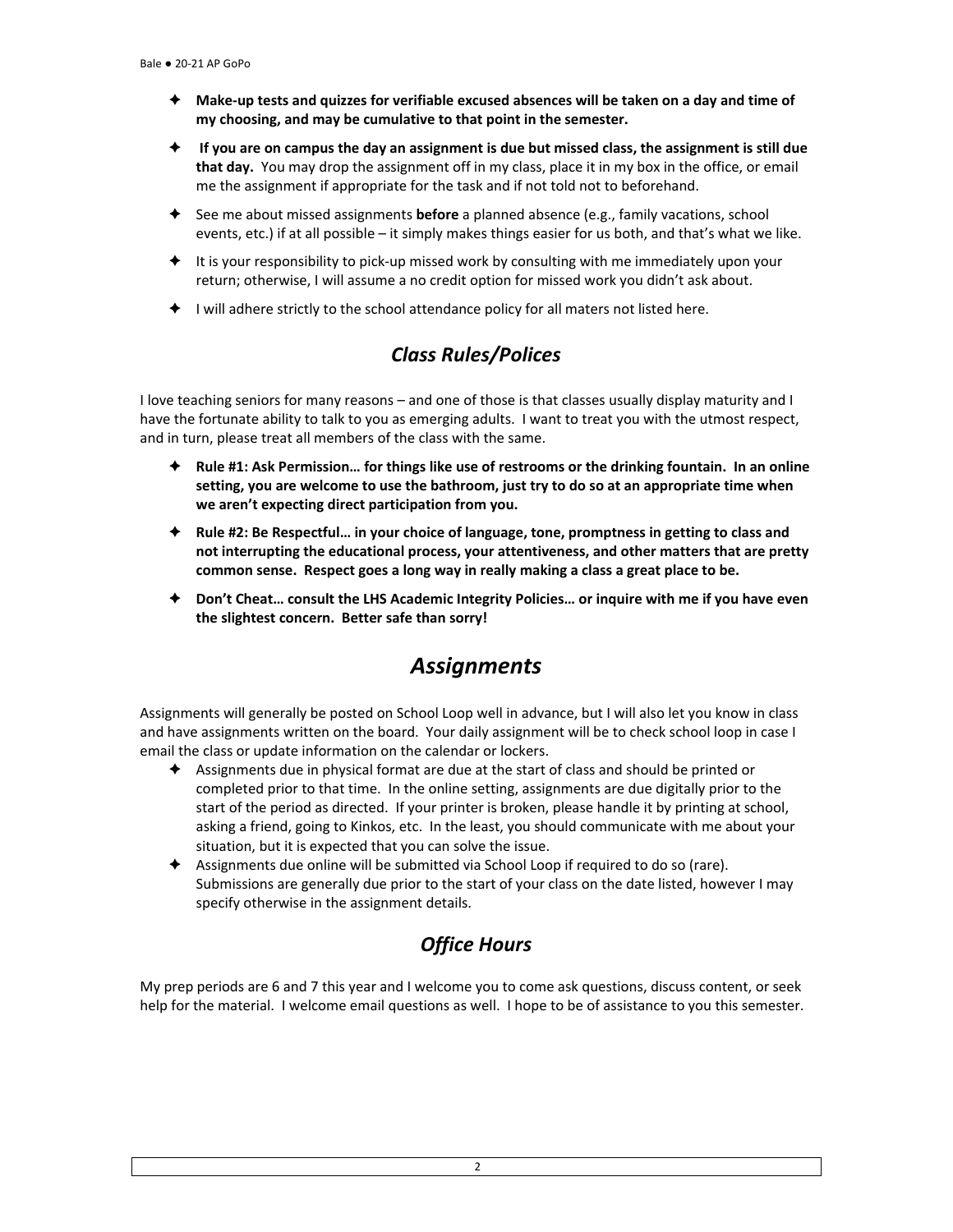- **Make-up tests and quizzes for verifiable excused absences will be taken on a day and time of my choosing, and may be cumulative to that point in the semester.**
- **If you are on campus the day an assignment is due but missed class, the assignment is still due that day.** You may drop the assignment off in my class, place it in my box in the office, or email me the assignment if appropriate for the task and if not told not to beforehand.
- See me about missed assignments **before** a planned absence (e.g., family vacations, school events, etc.) if at all possible – it simply makes things easier for us both, and that's what we like.
- It is your responsibility to pick-up missed work by consulting with me immediately upon your return; otherwise, I will assume a no credit option for missed work you didn't ask about.
- I will adhere strictly to the school attendance policy for all maters not listed here.

## *Class Rules/Polices*

I love teaching seniors for many reasons – and one of those is that classes usually display maturity and I have the fortunate ability to talk to you as emerging adults. I want to treat you with the utmost respect, and in turn, please treat all members of the class with the same.

- **Rule #1: Ask Permission… for things like use of restrooms or the drinking fountain. In an online setting, you are welcome to use the bathroom, just try to do so at an appropriate time when we aren't expecting direct participation from you.**
- **Rule #2: Be Respectful… in your choice of language, tone, promptness in getting to class and not interrupting the educational process, your attentiveness, and other matters that are pretty common sense. Respect goes a long way in really making a class a great place to be.**
- **Don't Cheat… consult the LHS Academic Integrity Policies… or inquire with me if you have even the slightest concern. Better safe than sorry!**

# *Assignments*

Assignments will generally be posted on School Loop well in advance, but I will also let you know in class and have assignments written on the board. Your daily assignment will be to check school loop in case I email the class or update information on the calendar or lockers.

- Assignments due in physical format are due at the start of class and should be printed or completed prior to that time. In the online setting, assignments are due digitally prior to the start of the period as directed. If your printer is broken, please handle it by printing at school, asking a friend, going to Kinkos, etc. In the least, you should communicate with me about your situation, but it is expected that you can solve the issue.
- Assignments due online will be submitted via School Loop if required to do so (rare). Submissions are generally due prior to the start of your class on the date listed, however I may specify otherwise in the assignment details.

## *Office Hours*

My prep periods are 6 and 7 this year and I welcome you to come ask questions, discuss content, or seek help for the material. I welcome email questions as well. I hope to be of assistance to you this semester.